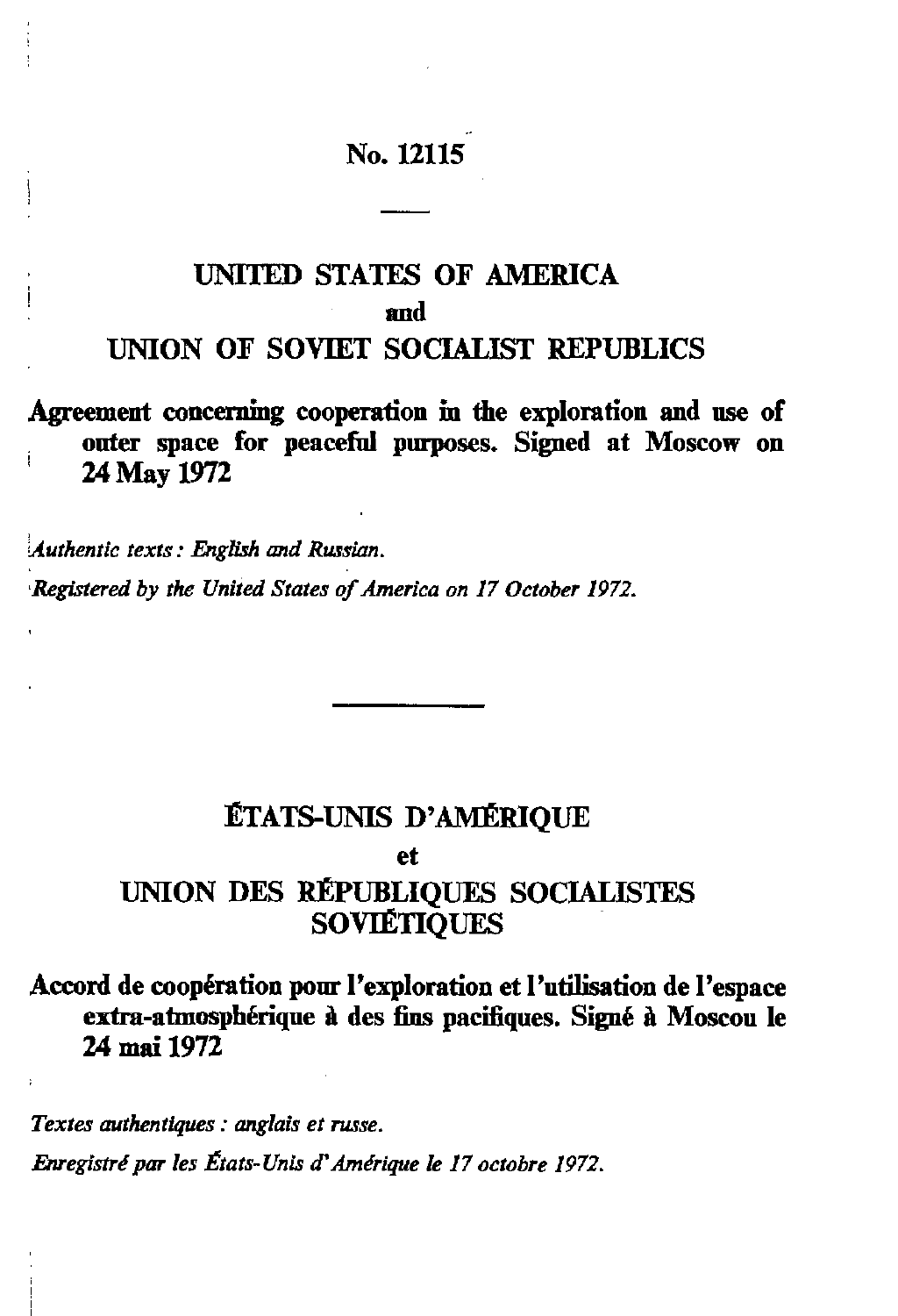# No. 12115

---

## UNITED STATES OF AMERICA
and
## UNION OF SOVIET SOCIALIST REPUBLICS

**Agreement concerning cooperation in the exploration and use of outer space for peaceful purposes. Signed at Moscow on 24 May 1972**

*Authentic texts: English and Russian.*

*Registered by the United States of America on 17 October 1972.*

---

## ÉTATS-UNIS D'AMÉRIQUE
et
## UNION DES RÉPUBLIQUES SOCIALISTES SOVIÉTIQUES

**Accord de coopération pour l'exploration et l'utilisation de l'espace extra-atmosphérique à des fins pacifiques. Signé à Moscou le 24 mai 1972**

*Textes authentiques : anglais et russe.*

*Enregistré par les États-Unis d'Amérique le 17 octobre 1972.*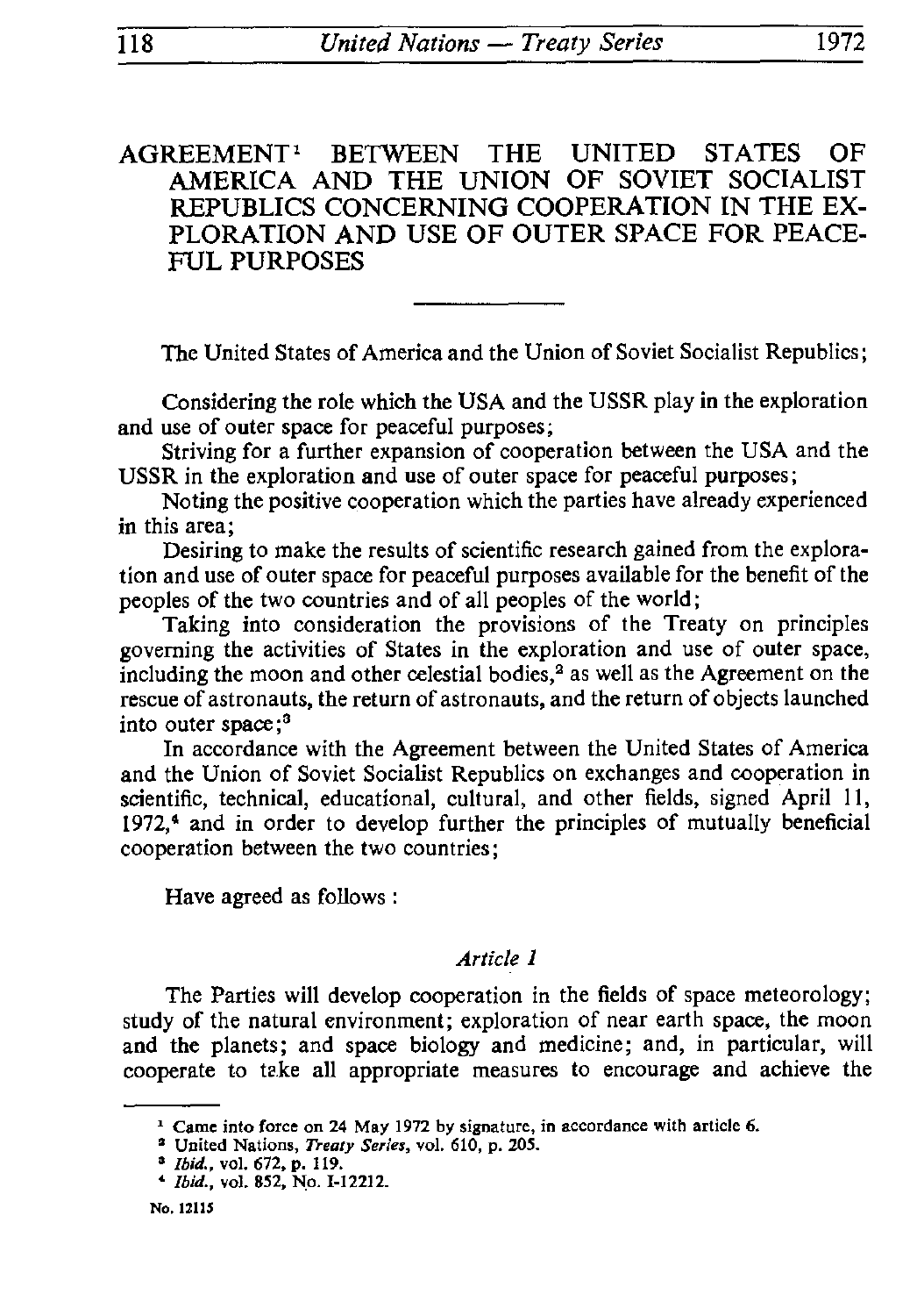# AGREEMENT[1] BETWEEN THE UNITED STATES OF AMERICA AND THE UNION OF SOVIET SOCIALIST REPUBLICS CONCERNING COOPERATION IN THE EXPLORATION AND USE OF OUTER SPACE FOR PEACEFUL PURPOSES

The United States of America and the Union of Soviet Socialist Republics;

Considering the role which the USA and the USSR play in the exploration and use of outer space for peaceful purposes;

Striving for a further expansion of cooperation between the USA and the USSR in the exploration and use of outer space for peaceful purposes;

Noting the positive cooperation which the parties have already experienced in this area;

Desiring to make the results of scientific research gained from the exploration and use of outer space for peaceful purposes available for the benefit of the peoples of the two countries and of all peoples of the world;

Taking into consideration the provisions of the Treaty on principles governing the activities of States in the exploration and use of outer space, including the moon and other celestial bodies,[2] as well as the Agreement on the rescue of astronauts, the return of astronauts, and the return of objects launched into outer space;[3]

In accordance with the Agreement between the United States of America and the Union of Soviet Socialist Republics on exchanges and cooperation in scientific, technical, educational, cultural, and other fields, signed April 11, 1972,[4] and in order to develop further the principles of mutually beneficial cooperation between the two countries;

Have agreed as follows :

*Article 1*

The Parties will develop cooperation in the fields of space meteorology; study of the natural environment; exploration of near earth space, the moon and the planets; and space biology and medicine; and, in particular, will cooperate to take all appropriate measures to encourage and achieve the

---

[1] Came into force on 24 May 1972 by signature, in accordance with article 6.

[2] United Nations, *Treaty Series*, vol. 610, p. 205.

[3] *Ibid.*, vol. 672, p. 119.

[4] *Ibid.*, vol. 852, No. I-12212.

No. 12115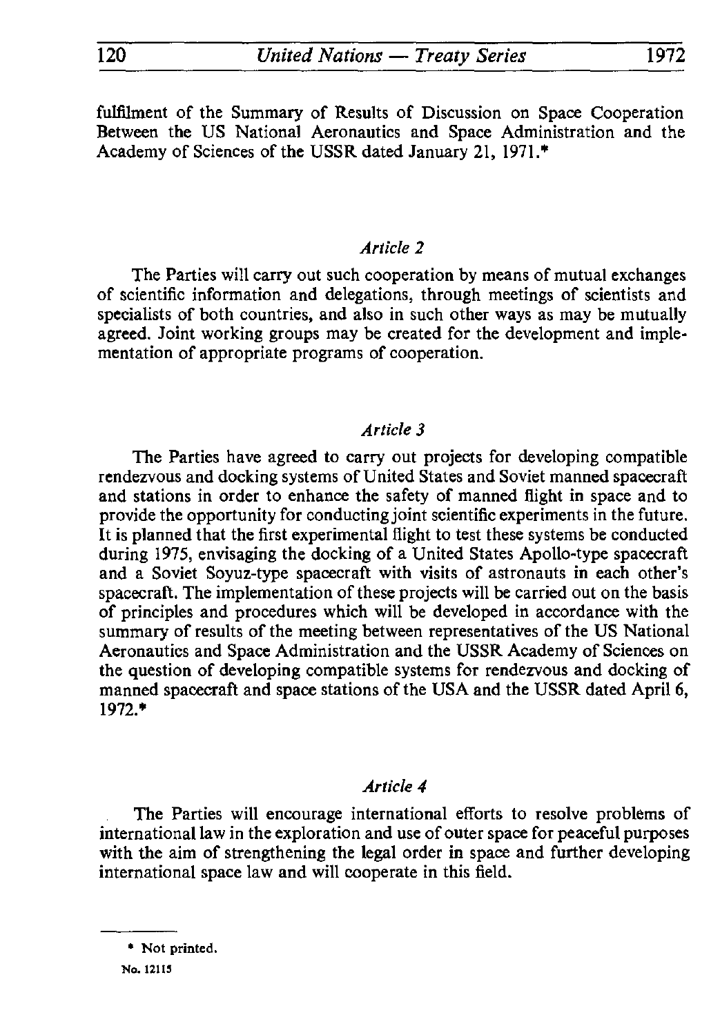fulfilment of the Summary of Results of Discussion on Space Cooperation Between the US National Aeronautics and Space Administration and the Academy of Sciences of the USSR dated January 21, 1971.*

*Article 2*

The Parties will carry out such cooperation by means of mutual exchanges of scientific information and delegations, through meetings of scientists and specialists of both countries, and also in such other ways as may be mutually agreed. Joint working groups may be created for the development and implementation of appropriate programs of cooperation.

*Article 3*

The Parties have agreed to carry out projects for developing compatible rendezvous and docking systems of United States and Soviet manned spacecraft and stations in order to enhance the safety of manned flight in space and to provide the opportunity for conducting joint scientific experiments in the future. It is planned that the first experimental flight to test these systems be conducted during 1975, envisaging the docking of a United States Apollo-type spacecraft and a Soviet Soyuz-type spacecraft with visits of astronauts in each other's spacecraft. The implementation of these projects will be carried out on the basis of principles and procedures which will be developed in accordance with the summary of results of the meeting between representatives of the US National Aeronautics and Space Administration and the USSR Academy of Sciences on the question of developing compatible systems for rendezvous and docking of manned spacecraft and space stations of the USA and the USSR dated April 6, 1972.*

*Article 4*

The Parties will encourage international efforts to resolve problems of international law in the exploration and use of outer space for peaceful purposes with the aim of strengthening the legal order in space and further developing international space law and will cooperate in this field.

* Not printed.

No. 12115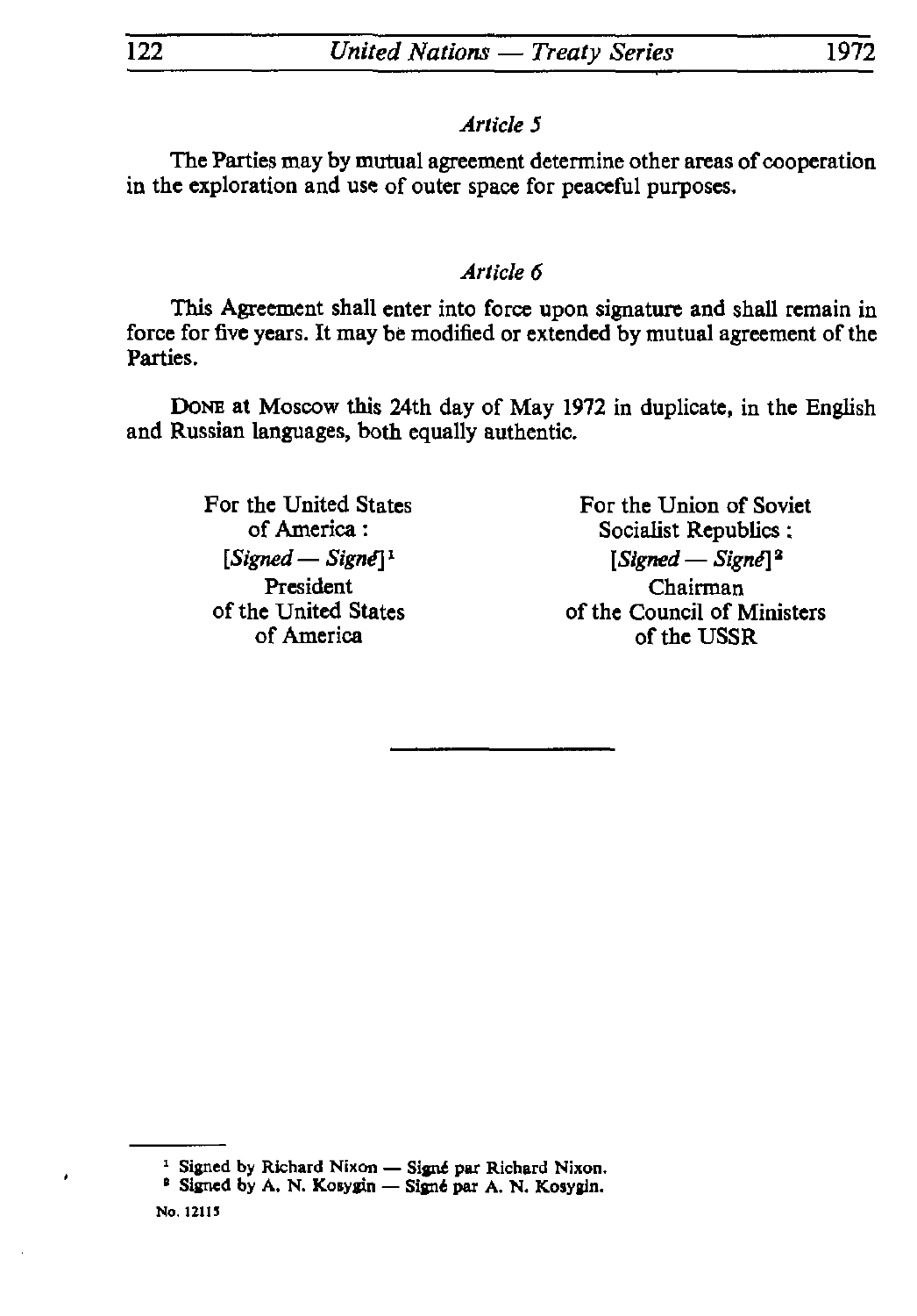*Article 5*

The Parties may by mutual agreement determine other areas of cooperation in the exploration and use of outer space for peaceful purposes.

*Article 6*

This Agreement shall enter into force upon signature and shall remain in force for five years. It may be modified or extended by mutual agreement of the Parties.

DONE at Moscow this 24th day of May 1972 in duplicate, in the English and Russian languages, both equally authentic.

For the United States of America:
[*Signed — Signé*][1]
President of the United States of America

For the Union of Soviet Socialist Republics:
[*Signed — Signé*][2]
Chairman of the Council of Ministers of the USSR

---

[1] Signed by Richard Nixon — Signé par Richard Nixon.

[2] Signed by A. N. Kosygin — Signé par A. N. Kosygin.

No. 12115